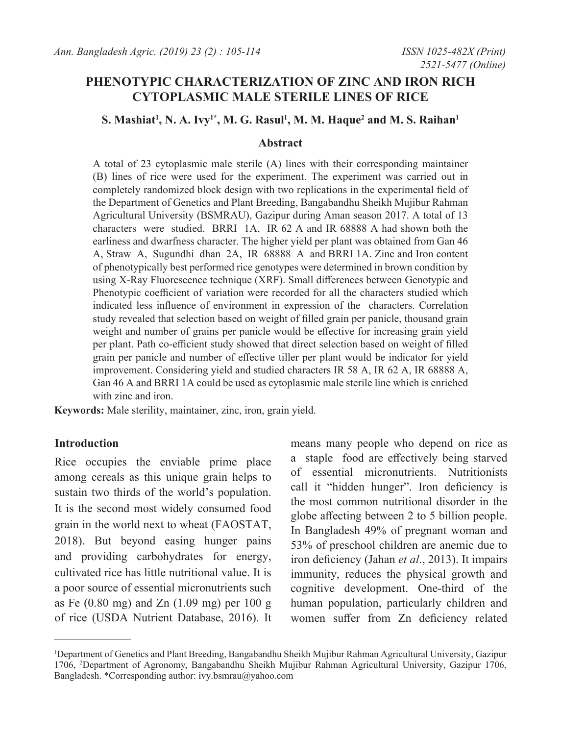# PHENOTYPIC CHARACTERIZATION OF ZINC AND IRON RICH CYTOPLASMIC MALE STERILE LINES OF RICE

**S. Mashiat[1], N. A. Ivy[1*], M. G. Rasul[1], M. M. Haque[2] and M. S. Raihan[1]**

## Abstract

A total of 23 cytoplasmic male sterile (A) lines with their corresponding maintainer (B) lines of rice were used for the experiment. The experiment was carried out in completely randomized block design with two replications in the experimental field of the Department of Genetics and Plant Breeding, Bangabandhu Sheikh Mujibur Rahman Agricultural University (BSMRAU), Gazipur during Aman season 2017. A total of 13 characters were studied. BRRI 1A, IR 62 A and IR 68888 A had shown both the earliness and dwarfness character. The higher yield per plant was obtained from Gan 46 A, Straw A, Sugundhi dhan 2A, IR 68888 A and BRRI 1A. Zinc and Iron content of phenotypically best performed rice genotypes were determined in brown condition by using X-Ray Fluorescence technique (XRF). Small differences between Genotypic and Phenotypic coefficient of variation were recorded for all the characters studied which indicated less influence of environment in expression of the characters. Correlation study revealed that selection based on weight of filled grain per panicle, thousand grain weight and number of grains per panicle would be effective for increasing grain yield per plant. Path co-efficient study showed that direct selection based on weight of filled grain per panicle and number of effective tiller per plant would be indicator for yield improvement. Considering yield and studied characters IR 58 A, IR 62 A, IR 68888 A, Gan 46 A and BRRI 1A could be used as cytoplasmic male sterile line which is enriched with zinc and iron.

**Keywords:** Male sterility, maintainer, zinc, iron, grain yield.

## Introduction

Rice occupies the enviable prime place among cereals as this unique grain helps to sustain two thirds of the world's population. It is the second most widely consumed food grain in the world next to wheat (FAOSTAT, 2018). But beyond easing hunger pains and providing carbohydrates for energy, cultivated rice has little nutritional value. It is a poor source of essential micronutrients such as Fe (0.80 mg) and Zn (1.09 mg) per 100 g of rice (USDA Nutrient Database, 2016). It means many people who depend on rice as a staple food are effectively being starved of essential micronutrients. Nutritionists call it "hidden hunger". Iron deficiency is the most common nutritional disorder in the globe affecting between 2 to 5 billion people. In Bangladesh 49% of pregnant woman and 53% of preschool children are anemic due to iron deficiency (Jahan *et al*., 2013). It impairs immunity, reduces the physical growth and cognitive development. One-third of the human population, particularly children and women suffer from Zn deficiency related

---

[1]Department of Genetics and Plant Breeding, Bangabandhu Sheikh Mujibur Rahman Agricultural University, Gazipur 1706, [2]Department of Agronomy, Bangabandhu Sheikh Mujibur Rahman Agricultural University, Gazipur 1706, Bangladesh. *Corresponding author: ivy.bsmrau@yahoo.com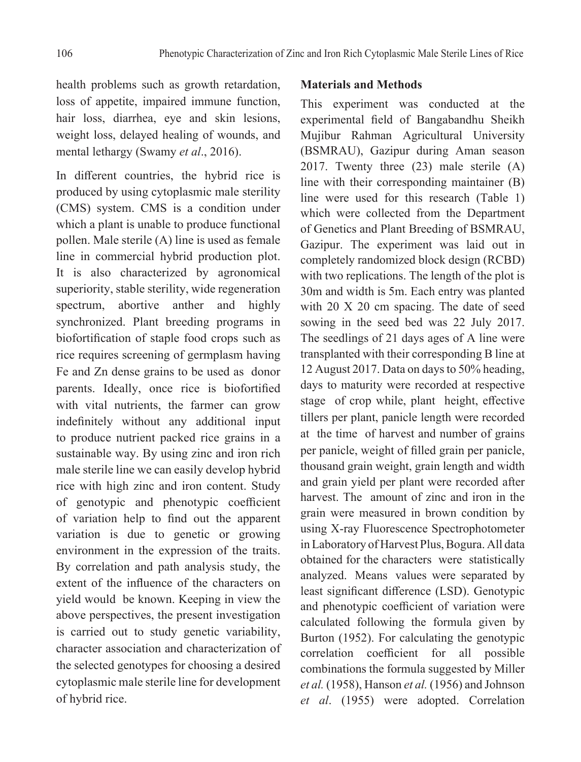health problems such as growth retardation, loss of appetite, impaired immune function, hair loss, diarrhea, eye and skin lesions, weight loss, delayed healing of wounds, and mental lethargy (Swamy *et al*., 2016).

In different countries, the hybrid rice is produced by using cytoplasmic male sterility (CMS) system. CMS is a condition under which a plant is unable to produce functional pollen. Male sterile (A) line is used as female line in commercial hybrid production plot. It is also characterized by agronomical superiority, stable sterility, wide regeneration spectrum, abortive anther and highly synchronized. Plant breeding programs in biofortification of staple food crops such as rice requires screening of germplasm having Fe and Zn dense grains to be used as donor parents. Ideally, once rice is biofortified with vital nutrients, the farmer can grow indefinitely without any additional input to produce nutrient packed rice grains in a sustainable way. By using zinc and iron rich male sterile line we can easily develop hybrid rice with high zinc and iron content. Study of genotypic and phenotypic coefficient of variation help to find out the apparent variation is due to genetic or growing environment in the expression of the traits. By correlation and path analysis study, the extent of the influence of the characters on yield would be known. Keeping in view the above perspectives, the present investigation is carried out to study genetic variability, character association and characterization of the selected genotypes for choosing a desired cytoplasmic male sterile line for development of hybrid rice.

## Materials and Methods

This experiment was conducted at the experimental field of Bangabandhu Sheikh Mujibur Rahman Agricultural University (BSMRAU), Gazipur during Aman season 2017. Twenty three (23) male sterile (A) line with their corresponding maintainer (B) line were used for this research (Table 1) which were collected from the Department of Genetics and Plant Breeding of BSMRAU, Gazipur. The experiment was laid out in completely randomized block design (RCBD) with two replications. The length of the plot is 30m and width is 5m. Each entry was planted with 20 X 20 cm spacing. The date of seed sowing in the seed bed was 22 July 2017. The seedlings of 21 days ages of A line were transplanted with their corresponding B line at 12 August 2017. Data on days to 50% heading, days to maturity were recorded at respective stage of crop while, plant height, effective tillers per plant, panicle length were recorded at the time of harvest and number of grains per panicle, weight of filled grain per panicle, thousand grain weight, grain length and width and grain yield per plant were recorded after harvest. The amount of zinc and iron in the grain were measured in brown condition by using X-ray Fluorescence Spectrophotometer in Laboratory of Harvest Plus, Bogura. All data obtained for the characters were statistically analyzed. Means values were separated by least significant difference (LSD). Genotypic and phenotypic coefficient of variation were calculated following the formula given by Burton (1952). For calculating the genotypic correlation coefficient for all possible combinations the formula suggested by Miller *et al.* (1958), Hanson *et al.* (1956) and Johnson *et al*. (1955) were adopted. Correlation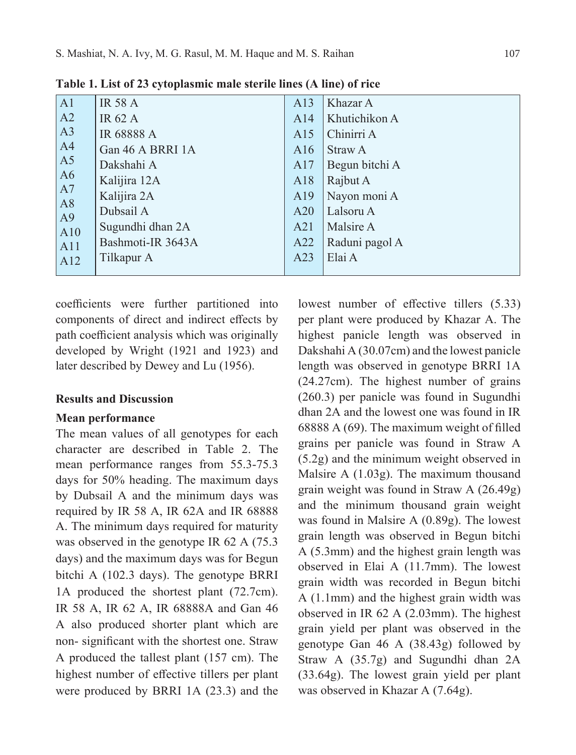**Table 1. List of 23 cytoplasmic male sterile lines (A line) of rice**

| | | | |
|---|---|---|---|
| A1 | IR 58 A | A13 | Khazar A |
| A2 | IR 62 A | A14 | Khutichikon A |
| A3 | IR 68888 A | A15 | Chinirri A |
| A4 | Gan 46 A BRRI 1A | A16 | Straw A |
| A5 | Dakshahi A | A17 | Begun bitchi A |
| A6 | Kalijira 12A | A18 | Rajbut A |
| A7 | Kalijira 2A | A19 | Nayon moni A |
| A8 | Dubsail A | A20 | Lalsoru A |
| A9 | Sugundhi dhan 2A | A21 | Malsire A |
| A10 | Bashmoti-IR 3643A | A22 | Raduni pagol A |
| A11 | Tilkapur A | A23 | Elai A |
| A12 | | | |

coefficients were further partitioned into components of direct and indirect effects by path coefficient analysis which was originally developed by Wright (1921 and 1923) and later described by Dewey and Lu (1956).

## Results and Discussion

### Mean performance

The mean values of all genotypes for each character are described in Table 2. The mean performance ranges from 55.3-75.3 days for 50% heading. The maximum days by Dubsail A and the minimum days was required by IR 58 A, IR 62A and IR 68888 A. The minimum days required for maturity was observed in the genotype IR 62 A (75.3 days) and the maximum days was for Begun bitchi A (102.3 days). The genotype BRRI 1A produced the shortest plant (72.7cm). IR 58 A, IR 62 A, IR 68888A and Gan 46 A also produced shorter plant which are non- significant with the shortest one. Straw A produced the tallest plant (157 cm). The highest number of effective tillers per plant were produced by BRRI 1A (23.3) and the lowest number of effective tillers (5.33) per plant were produced by Khazar A. The highest panicle length was observed in Dakshahi A (30.07cm) and the lowest panicle length was observed in genotype BRRI 1A (24.27cm). The highest number of grains (260.3) per panicle was found in Sugundhi dhan 2A and the lowest one was found in IR 68888 A (69). The maximum weight of filled grains per panicle was found in Straw A (5.2g) and the minimum weight observed in Malsire A (1.03g). The maximum thousand grain weight was found in Straw A (26.49g) and the minimum thousand grain weight was found in Malsire A (0.89g). The lowest grain length was observed in Begun bitchi A (5.3mm) and the highest grain length was observed in Elai A (11.7mm). The lowest grain width was recorded in Begun bitchi A (1.1mm) and the highest grain width was observed in IR 62 A (2.03mm). The highest grain yield per plant was observed in the genotype Gan 46 A (38.43g) followed by Straw A (35.7g) and Sugundhi dhan 2A (33.64g). The lowest grain yield per plant was observed in Khazar A (7.64g).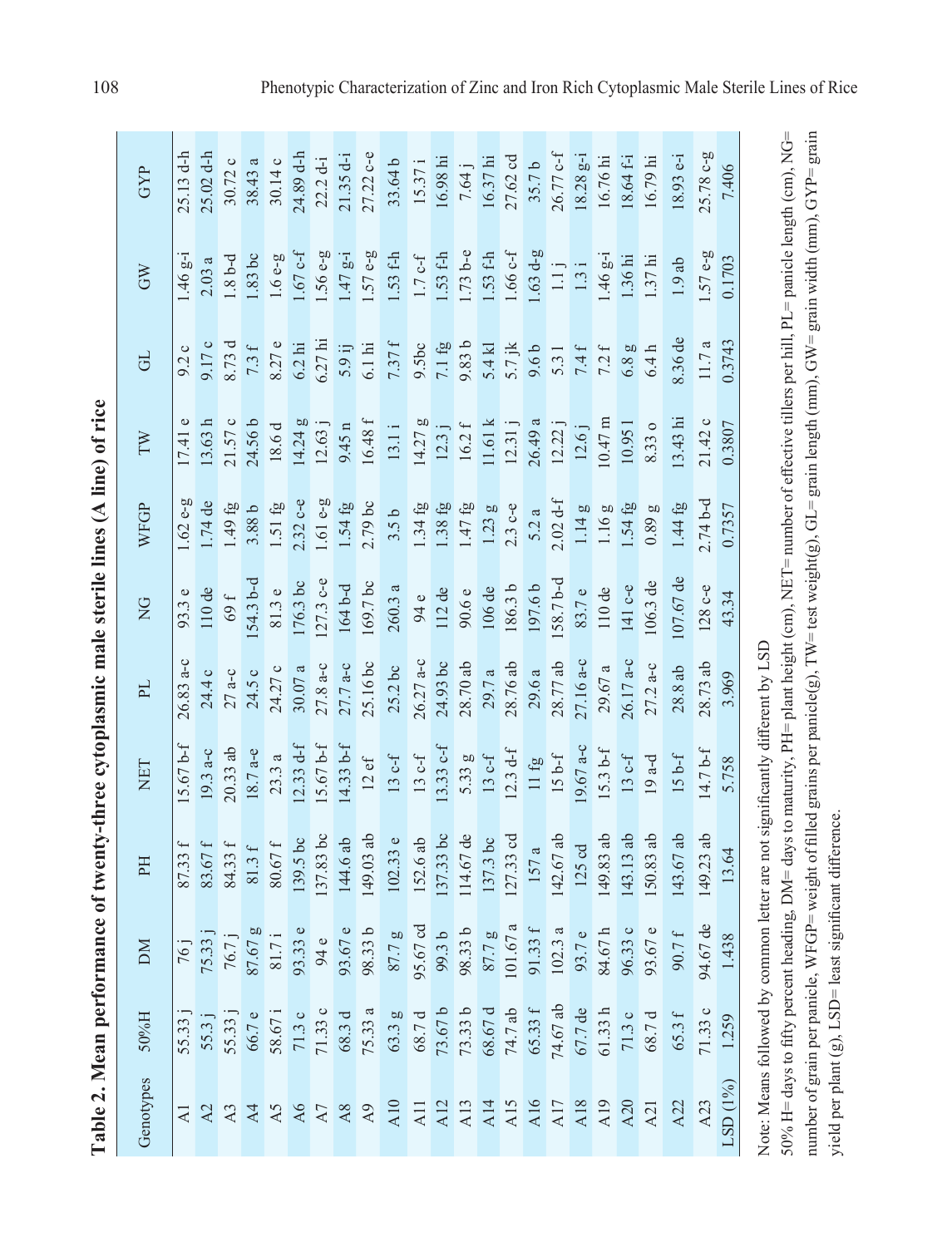**Table 2. Mean performance of twenty-three cytoplasmic male sterile lines (A line) of rice**

| Genotypes | 50%H | DM | PH | NET | PL | NG | WFGP | TW | GL | GW | GYP |
|---|---|---|---|---|---|---|---|---|---|---|---|
| A1 | 55.33 j | 76 j | 87.33 f | 15.67 b-f | 26.83 a-c | 93.3 e | 1.62 e-g | 17.41 e | 9.2 c | 1.46 g-i | 25.13 d-h |
| A2 | 55.3 j | 75.33 j | 83.67 f | 19.3 a-c | 24.4 c | 110 de | 1.74 de | 13.63 h | 9.17 c | 2.03 a | 25.02 d-h |
| A3 | 55.33 j | 76.7 j | 84.33 f | 20.33 ab | 27 a-c | 69 f | 1.49 fg | 21.57 c | 8.73 d | 1.8 b-d | 30.72 c |
| A4 | 66.7 e | 87.67 g | 81.3 f | 18.7 a-e | 24.5 c | 154.3 b-d | 3.88 b | 24.56 b | 7.3 f | 1.83 bc | 38.43 a |
| A5 | 58.67 i | 81.7 i | 80.67 f | 23.3 a | 24.27 c | 81.3 e | 1.51 fg | 18.6 d | 8.27 e | 1.6 e-g | 30.14 c |
| A6 | 71.3 c | 93.33 e | 139.5 bc | 12.33 d-f | 30.07 a | 176.3 bc | 2.32 c-e | 14.24 g | 6.2 hi | 1.67 c-f | 24.89 d-h |
| A7 | 71.33 c | 94 e | 137.83 bc | 15.67 b-f | 27.8 a-c | 127.3 c-e | 1.61 e-g | 12.63 j | 6.27 hi | 1.56 e-g | 22.2 d-i |
| A8 | 68.3 d | 93.67 e | 144.6 ab | 14.33 b-f | 27.7 a-c | 164 b-d | 1.54 fg | 9.45 n | 5.9 ij | 1.47 g-i | 21.35 d-i |
| A9 | 75.33 a | 98.33 b | 149.03 ab | 12 ef | 25.16 bc | 169.7 bc | 2.79 bc | 16.48 f | 6.1 hi | 1.57 e-g | 27.22 c-e |
| A10 | 63.3 g | 87.7 g | 102.33 e | 13 c-f | 25.2 bc | 260.3 a | 3.5 b | 13.1 i | 7.37 f | 1.53 f-h | 33.64 b |
| A11 | 68.7 d | 95.67 cd | 152.6 ab | 13 c-f | 26.27 a-c | 94 e | 1.34 fg | 14.27 g | 9.5bc | 1.7 c-f | 15.37 i |
| A12 | 73.67 b | 99.3 b | 137.33 bc | 13.33 c-f | 24.93 bc | 112 de | 1.38 fg | 12.3 j | 7.1 fg | 1.53 f-h | 16.98 hi |
| A13 | 73.33 b | 98.33 b | 114.67 de | 5.33 g | 28.70 ab | 90.6 e | 1.47 fg | 16.2 f | 9.83 b | 1.73 b-e | 7.64 j |
| A14 | 68.67 d | 87.7 g | 137.3 bc | 13 c-f | 29.7 a | 106 de | 1.23 g | 11.61 k | 5.4 kl | 1.53 f-h | 16.37 hi |
| A15 | 74.7 ab | 101.67 a | 127.33 cd | 12.3 d-f | 28.76 ab | 186.3 b | 2.3 c-e | 12.31 j | 5.7 jk | 1.66 c-f | 27.62 cd |
| A16 | 65.33 f | 91.33 f | 157 a | 11 fg | 29.6 a | 197.6 b | 5.2 a | 26.49 a | 9.6 b | 1.63 d-g | 35.7 b |
| A17 | 74.67 ab | 102.3 a | 142.67 ab | 15 b-f | 28.77 ab | 158.7 b-d | 2.02 d-f | 12.22 j | 5.3 l | 1.1 j | 26.77 c-f |
| A18 | 67.7 de | 93.7 e | 125 cd | 19.67 a-c | 27.16 a-c | 83.7 e | 1.14 g | 12.6 j | 7.4 f | 1.3 i | 18.28 g-i |
| A19 | 61.33 h | 84.67 h | 149.83 ab | 15.3 b-f | 29.67 a | 110 de | 1.16 g | 10.47 m | 7.2 f | 1.46 g-i | 16.76 hi |
| A20 | 71.3 c | 96.33 c | 143.13 ab | 13 c-f | 26.17 a-c | 141 c-e | 1.54 fg | 10.95 l | 6.8 g | 1.36 hi | 18.64 f-i |
| A21 | 68.7 d | 93.67 e | 150.83 ab | 19 a-d | 27.2 a-c | 106.3 de | 0.89 g | 8.33 o | 6.4 h | 1.37 hi | 16.79 hi |
| A22 | 65.3 f | 90.7 f | 143.67 ab | 15 b-f | 28.8 ab | 107.67 de | 1.44 fg | 13.43 hi | 8.36 de | 1.9 ab | 18.93 e-i |
| A23 | 71.33 c | 94.67 de | 149.23 ab | 14.7 b-f | 28.73 ab | 128 c-e | 2.74 b-d | 21.42 c | 11.7 a | 1.57 e-g | 25.78 c-g |
| LSD (1%) | 1.259 | 1.438 | 13.64 | 5.758 | 3.969 | 43.34 | 0.7357 | 0.3807 | 0.3743 | 0.1703 | 7.406 |

Note: Means followed by common letter are not significantly different by LSD

50% H= days to fifty percent heading, DM= days to maturity, PH= plant height (cm), NET= number of effective tillers per hill, PL= panicle length (cm), NG= number of grain per panicle, WFGP= weight of filled grains per panicle(g), TW= test weight(g), GL= grain length (mm), GW= grain width (mm), GYP= grain yield per plant (g), LSD= least significant difference.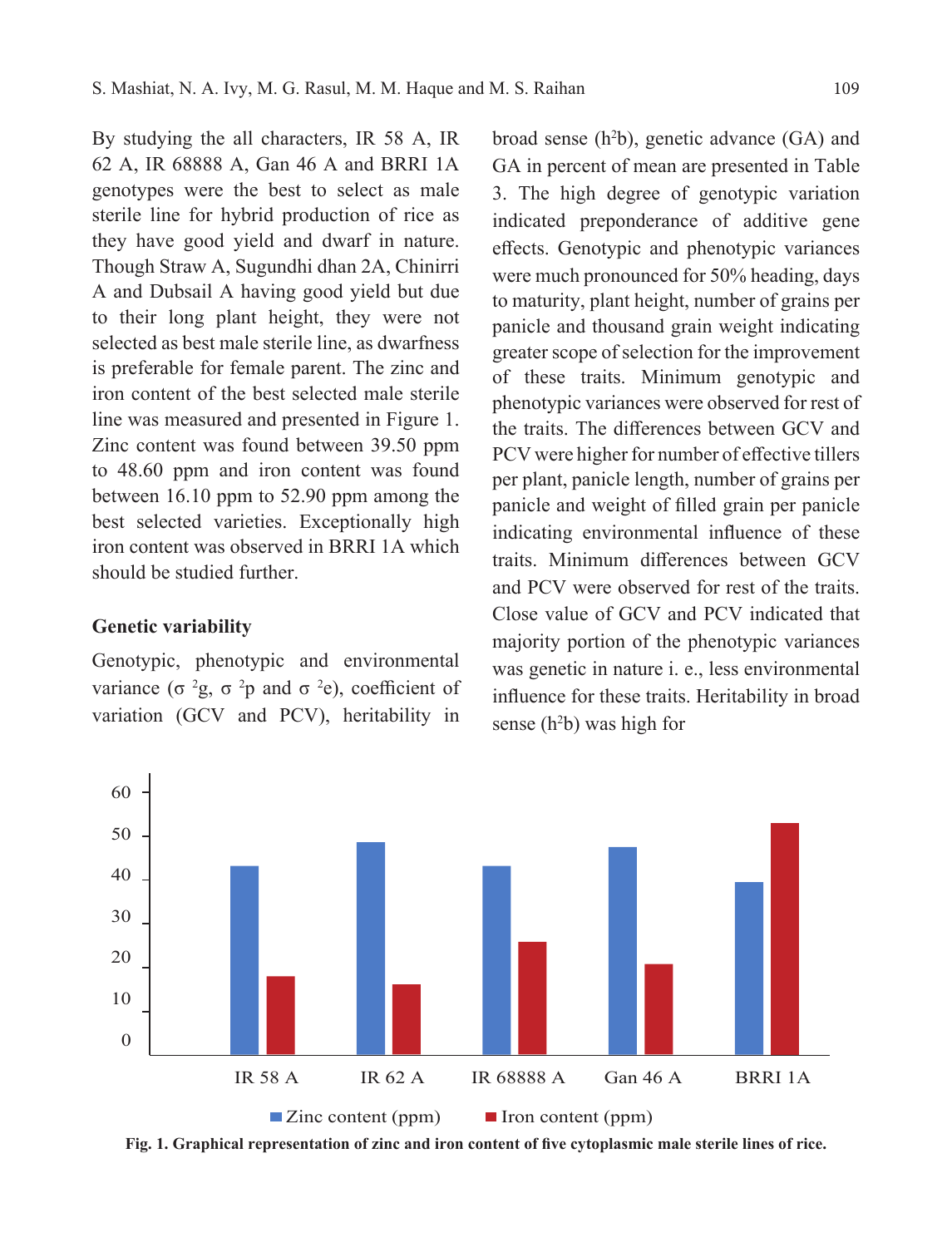By studying the all characters, IR 58 A, IR 62 A, IR 68888 A, Gan 46 A and BRRI 1A genotypes were the best to select as male sterile line for hybrid production of rice as they have good yield and dwarf in nature. Though Straw A, Sugundhi dhan 2A, Chinirri A and Dubsail A having good yield but due to their long plant height, they were not selected as best male sterile line, as dwarfness is preferable for female parent. The zinc and iron content of the best selected male sterile line was measured and presented in Figure 1. Zinc content was found between 39.50 ppm to 48.60 ppm and iron content was found between 16.10 ppm to 52.90 ppm among the best selected varieties. Exceptionally high iron content was observed in BRRI 1A which should be studied further.

## Genetic variability

Genotypic, phenotypic and environmental variance ($\sigma^2g$, $\sigma^2p$ and $\sigma^2e$), coefficient of variation (GCV and PCV), heritability in broad sense ($h^2b$), genetic advance (GA) and GA in percent of mean are presented in Table 3. The high degree of genotypic variation indicated preponderance of additive gene effects. Genotypic and phenotypic variances were much pronounced for 50% heading, days to maturity, plant height, number of grains per panicle and thousand grain weight indicating greater scope of selection for the improvement of these traits. Minimum genotypic and phenotypic variances were observed for rest of the traits. The differences between GCV and PCV were higher for number of effective tillers per plant, panicle length, number of grains per panicle and weight of filled grain per panicle indicating environmental influence of these traits. Minimum differences between GCV and PCV were observed for rest of the traits. Close value of GCV and PCV indicated that majority portion of the phenotypic variances was genetic in nature i. e., less environmental influence for these traits. Heritability in broad sense ($h^2b$) was high for

60
50
40
30
20
10
0

IR 58 A
IR 62 A
IR 68888 A
Gan 46 A
BRRI 1A

Zinc content (ppm)
Iron content (ppm)

**Fig. 1. Graphical representation of zinc and iron content of five cytoplasmic male sterile lines of rice.**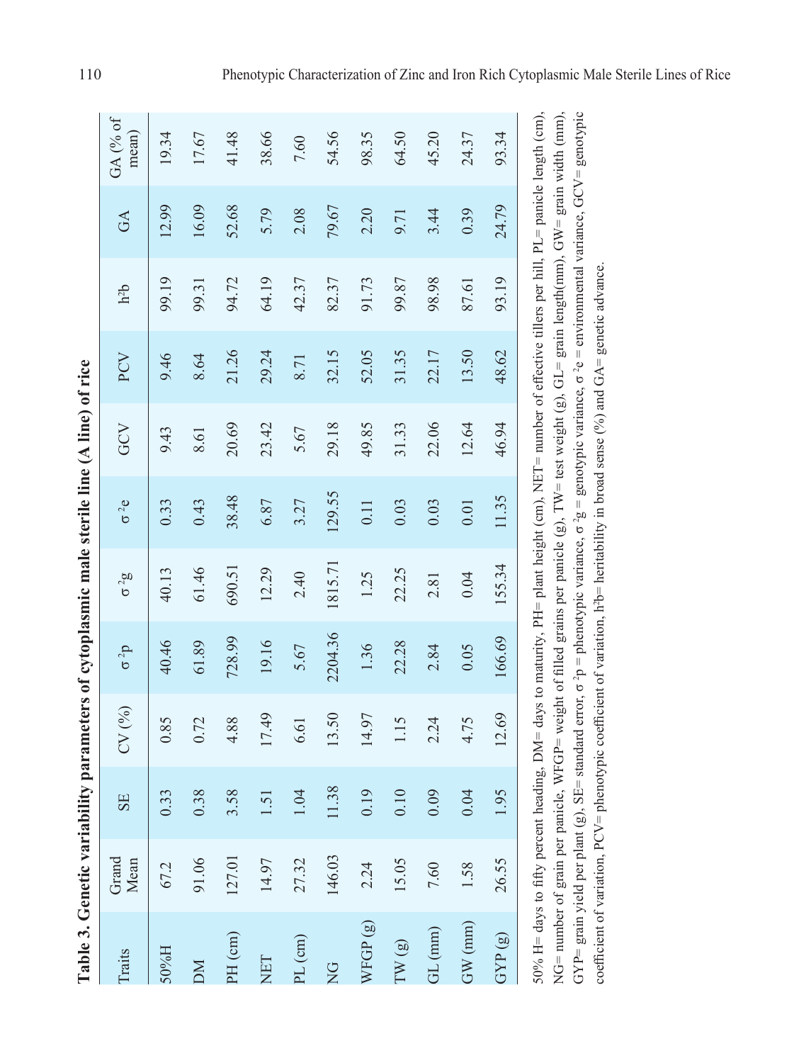**Table 3. Genetic variability parameters of cytoplasmic male sterile line (A line) of rice**

| Traits | Grand Mean | SE | CV (%) | $\sigma^2p$ | $\sigma^2g$ | $\sigma^2e$ | GCV | PCV | h²b | GA | GA (% of mean) |
|---|---|---|---|---|---|---|---|---|---|---|---|
| 50%H | 67.2 | 0.33 | 0.85 | 40.46 | 40.13 | 0.33 | 9.43 | 9.46 | 99.19 | 12.99 | 19.34 |
| DM | 91.06 | 0.38 | 0.72 | 61.89 | 61.46 | 0.43 | 8.61 | 8.64 | 99.31 | 16.09 | 17.67 |
| PH (cm) | 127.01 | 3.58 | 4.88 | 728.99 | 690.51 | 38.48 | 20.69 | 21.26 | 94.72 | 52.68 | 41.48 |
| NET | 14.97 | 1.51 | 17.49 | 19.16 | 12.29 | 6.87 | 23.42 | 29.24 | 64.19 | 5.79 | 38.66 |
| PL (cm) | 27.32 | 1.04 | 6.61 | 5.67 | 2.40 | 3.27 | 5.67 | 8.71 | 42.37 | 2.08 | 7.60 |
| NG | 146.03 | 11.38 | 13.50 | 2204.36 | 1815.71 | 129.55 | 29.18 | 32.15 | 82.37 | 79.67 | 54.56 |
| WFGP (g) | 2.24 | 0.19 | 14.97 | 1.36 | 1.25 | 0.11 | 49.85 | 52.05 | 91.73 | 2.20 | 98.35 |
| TW (g) | 15.05 | 0.10 | 1.15 | 22.28 | 22.25 | 0.03 | 31.33 | 31.35 | 99.87 | 9.71 | 64.50 |
| GL (mm) | 7.60 | 0.09 | 2.24 | 2.84 | 2.81 | 0.03 | 22.06 | 22.17 | 98.98 | 3.44 | 45.20 |
| GW (mm) | 1.58 | 0.04 | 4.75 | 0.05 | 0.04 | 0.01 | 12.64 | 13.50 | 87.61 | 0.39 | 24.37 |
| GYP (g) | 26.55 | 1.95 | 12.69 | 166.69 | 155.34 | 11.35 | 46.94 | 48.62 | 93.19 | 24.79 | 93.34 |

50% H= days to fifty percent heading, DM= days to maturity, PH= plant height (cm), NET= number of effective tillers per hill, PL= panicle length (cm), NG= number of grain per panicle, WFGP= weight of filled grains per panicle (g), TW= test weight (g), GL= grain length(mm), GW= grain width (mm), GYP= grain yield per plant (g), SE= standard error, $\sigma^2p$ = phenotypic variance, $\sigma^2g$ = genotypic variance, $\sigma^2e$ = environmental variance, GCV= genotypic coefficient of variation, PCV= phenotypic coefficient of variation, h²b= heritability in broad sense (%) and GA= genetic advance.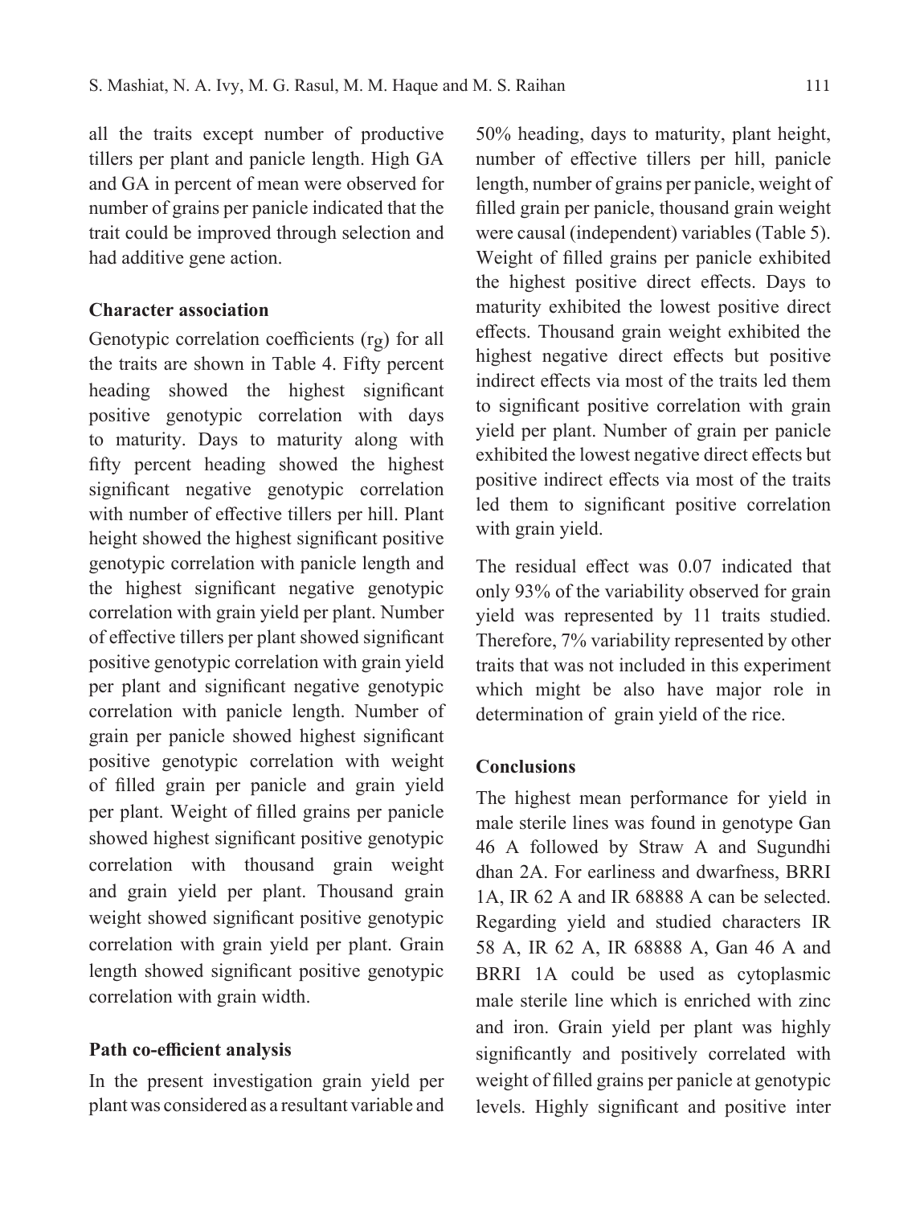all the traits except number of productive tillers per plant and panicle length. High GA and GA in percent of mean were observed for number of grains per panicle indicated that the trait could be improved through selection and had additive gene action.

### Character association

Genotypic correlation coefficients ($r_g$) for all the traits are shown in Table 4. Fifty percent heading showed the highest significant positive genotypic correlation with days to maturity. Days to maturity along with fifty percent heading showed the highest significant negative genotypic correlation with number of effective tillers per hill. Plant height showed the highest significant positive genotypic correlation with panicle length and the highest significant negative genotypic correlation with grain yield per plant. Number of effective tillers per plant showed significant positive genotypic correlation with grain yield per plant and significant negative genotypic correlation with panicle length. Number of grain per panicle showed highest significant positive genotypic correlation with weight of filled grain per panicle and grain yield per plant. Weight of filled grains per panicle showed highest significant positive genotypic correlation with thousand grain weight and grain yield per plant. Thousand grain weight showed significant positive genotypic correlation with grain yield per plant. Grain length showed significant positive genotypic correlation with grain width.

### Path co-efficient analysis

In the present investigation grain yield per plant was considered as a resultant variable and 50% heading, days to maturity, plant height, number of effective tillers per hill, panicle length, number of grains per panicle, weight of filled grain per panicle, thousand grain weight were causal (independent) variables (Table 5). Weight of filled grains per panicle exhibited the highest positive direct effects. Days to maturity exhibited the lowest positive direct effects. Thousand grain weight exhibited the highest negative direct effects but positive indirect effects via most of the traits led them to significant positive correlation with grain yield per plant. Number of grain per panicle exhibited the lowest negative direct effects but positive indirect effects via most of the traits led them to significant positive correlation with grain yield.

The residual effect was 0.07 indicated that only 93% of the variability observed for grain yield was represented by 11 traits studied. Therefore, 7% variability represented by other traits that was not included in this experiment which might be also have major role in determination of grain yield of the rice.

### Conclusions

The highest mean performance for yield in male sterile lines was found in genotype Gan 46 A followed by Straw A and Sugundhi dhan 2A. For earliness and dwarfness, BRRI 1A, IR 62 A and IR 68888 A can be selected. Regarding yield and studied characters IR 58 A, IR 62 A, IR 68888 A, Gan 46 A and BRRI 1A could be used as cytoplasmic male sterile line which is enriched with zinc and iron. Grain yield per plant was highly significantly and positively correlated with weight of filled grains per panicle at genotypic levels. Highly significant and positive inter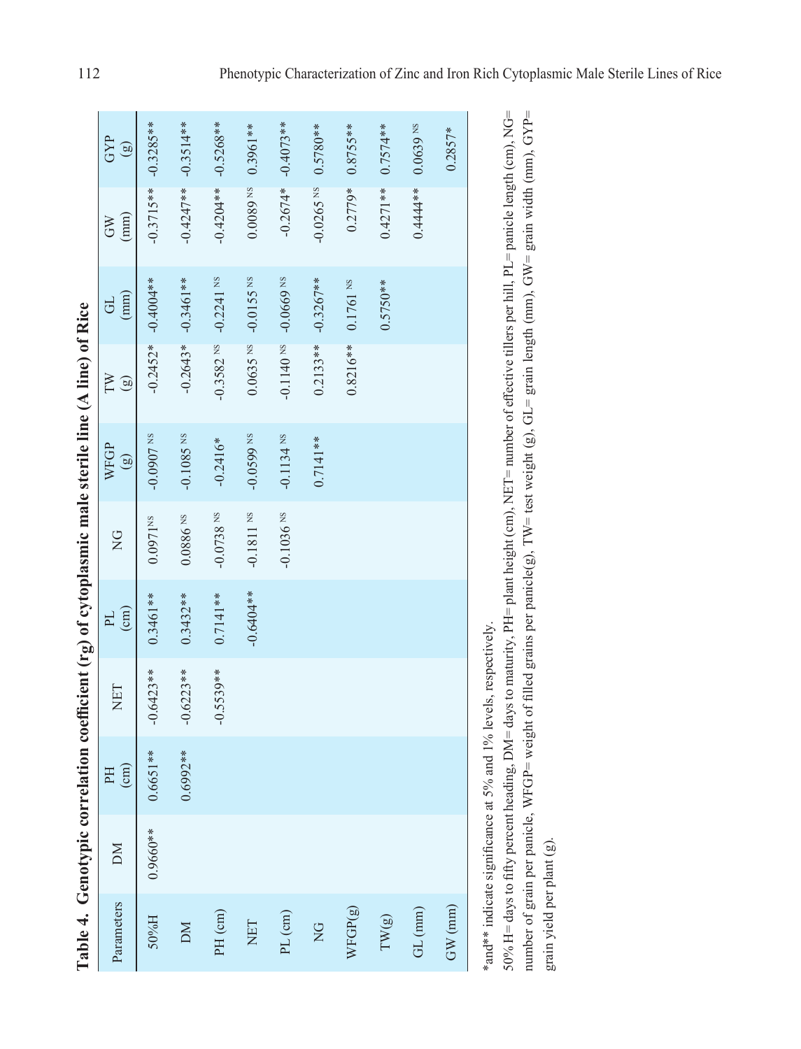**Table 4. Genotypic correlation coefficient (rg) of cytoplasmic male sterile line (A line) of Rice**

| Parameters | DM | PH (cm) | NET | PL (cm) | NG | WFGP (g) | TW (g) | GL (mm) | GW (mm) | GYP (g) |
|---|---|---|---|---|---|---|---|---|---|---|
| 50%H | 0.9660** | 0.6651** | -0.6423** | 0.3461** | 0.0971$^{NS}$ | -0.0907 $^{NS}$ | -0.2452* | -0.4004** | -0.3715** | -0.3285** |
| DM | | 0.6992** | -0.6223** | 0.3432** | 0.0886 $^{NS}$ | -0.1085 $^{NS}$ | -0.2643* | -0.3461** | -0.4247** | -0.3514** |
| PH (cm) | | | -0.5539** | 0.7141** | -0.0738 $^{NS}$ | -0.2416* | -0.3582 $^{NS}$ | -0.2241 $^{NS}$ | -0.4204** | -0.5268** |
| NET | | | | -0.6404** | -0.1811 $^{NS}$ | -0.0599 $^{NS}$ | 0.0635 $^{NS}$ | -0.0155 $^{NS}$ | 0.0089 $^{NS}$ | 0.3961** |
| PL (cm) | | | | | -0.1036 $^{NS}$ | -0.1134 $^{NS}$ | -0.1140 $^{NS}$ | -0.0669 $^{NS}$ | -0.2674* | -0.4073** |
| NG | | | | | | 0.7141** | 0.2133** | -0.3267** | -0.0265 $^{NS}$ | 0.5780** |
| WFGP(g) | | | | | | | 0.8216** | 0.1761 $^{NS}$ | 0.2779* | 0.8755** |
| TW(g) | | | | | | | | 0.5750** | 0.4271** | 0.7574** |
| GL (mm) | | | | | | | | | 0.4444** | 0.0639 $^{NS}$ |
| GW (mm) | | | | | | | | | | 0.2857* |

*and** indicate significance at 5% and 1% levels, respectively.

50% H= days to fifty percent heading, DM= days to maturity, PH= plant height (cm), NET= number of effective tillers per hill, PL= panicle length (cm), NG= number of grain per panicle, WFGP= weight of filled grains per panicle(g), TW= test weight (g), GL= grain length (mm), GW= grain width (mm), GYP= grain yield per plant (g).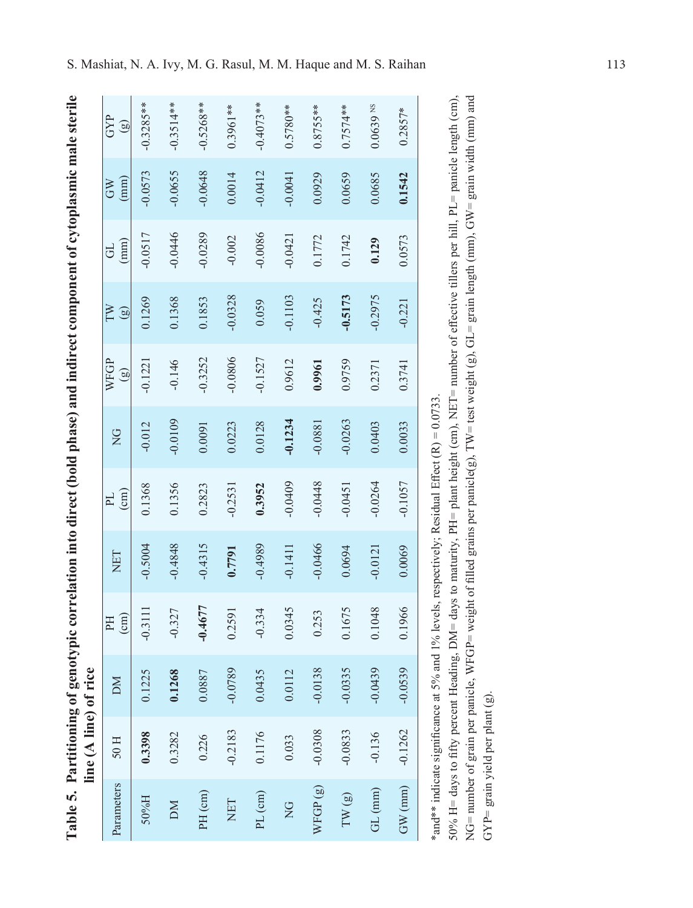**Table 5. Partitioning of genotypic correlation into direct (bold phase) and indirect component of cytoplasmic male sterile line (A line) of rice**

| Parameters | 50 H | DM | PH (cm) | NET | PL (cm) | NG | WFGP (g) | TW (g) | GL (mm) | GW (mm) | GYP (g) |
|---|---|---|---|---|---|---|---|---|---|---|---|
| 50%H | **0.3398** | 0.1225 | -0.3111 | -0.5004 | 0.1368 | -0.012 | -0.1221 | 0.1269 | -0.0517 | -0.0573 | -0.3285** |
| DM | 0.3282 | **0.1268** | -0.327 | -0.4848 | 0.1356 | -0.0109 | -0.146 | 0.1368 | -0.0446 | -0.0655 | -0.3514** |
| PH (cm) | 0.226 | 0.0887 | **-0.4677** | -0.4315 | 0.2823 | 0.0091 | -0.3252 | 0.1853 | -0.0289 | -0.0648 | -0.5268** |
| NET | -0.2183 | -0.0789 | 0.2591 | **0.7791** | -0.2531 | 0.0223 | -0.0806 | -0.0328 | -0.002 | 0.0014 | 0.3961** |
| PL (cm) | 0.1176 | 0.0435 | -0.334 | -0.4989 | **0.3952** | 0.0128 | -0.1527 | 0.059 | -0.0086 | -0.0412 | -0.4073** |
| NG | 0.033 | 0.0112 | 0.0345 | -0.1411 | -0.0409 | **-0.1234** | 0.9612 | -0.1103 | -0.0421 | -0.0041 | 0.5780** |
| WFGP (g) | -0.0308 | -0.0138 | 0.253 | -0.0466 | -0.0448 | -0.0881 | **0.9961** | -0.425 | 0.1772 | 0.0929 | 0.8755** |
| TW (g) | -0.0833 | -0.0335 | 0.1675 | 0.0694 | -0.0451 | -0.0263 | 0.9759 | **-0.5173** | 0.1742 | 0.0659 | 0.7574** |
| GL (mm) | -0.136 | -0.0439 | 0.1048 | -0.0121 | -0.0264 | 0.0403 | 0.2371 | -0.2975 | **0.129** | 0.0685 | 0.0639 $^{NS}$ |
| GW (mm) | -0.1262 | -0.0539 | 0.1966 | 0.0069 | -0.1057 | 0.0033 | 0.3741 | -0.221 | 0.0573 | **0.1542** | 0.2857* |

*and** indicate significance at 5% and 1% levels, respectively; Residual Effect (R) = 0.0733.

50% H= days to fifty percent Heading, DM= days to maturity, PH= plant height (cm), NET= number of effective tillers per hill, PL= panicle length (cm), NG= number of grain per panicle, WFGP= weight of filled grains per panicle(g), TW= test weight (g), GL= grain length (mm), GW= grain width (mm) and GYP= grain yield per plant (g).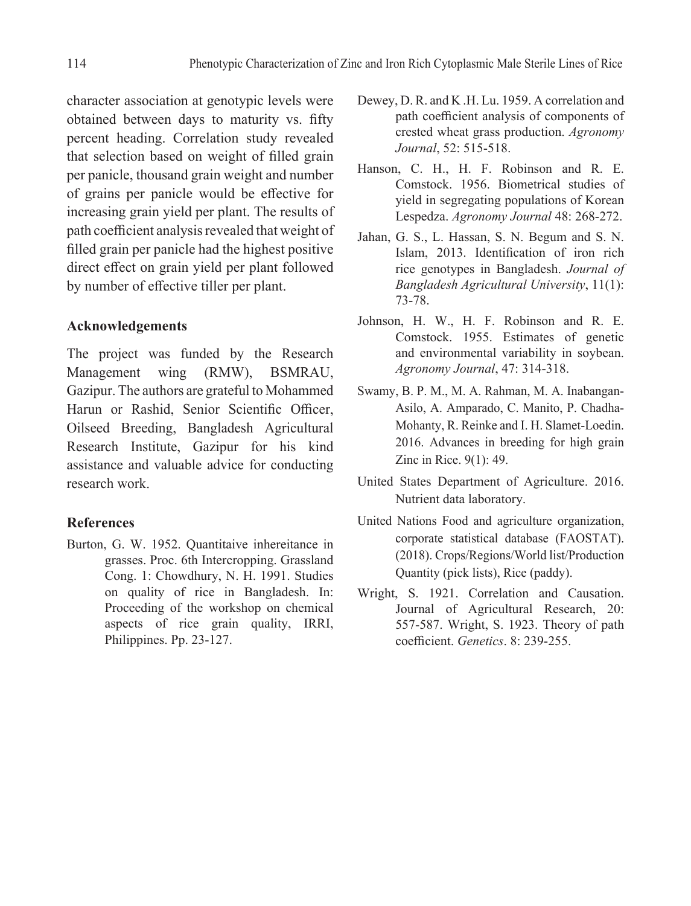character association at genotypic levels were obtained between days to maturity vs. fifty percent heading. Correlation study revealed that selection based on weight of filled grain per panicle, thousand grain weight and number of grains per panicle would be effective for increasing grain yield per plant. The results of path coefficient analysis revealed that weight of filled grain per panicle had the highest positive direct effect on grain yield per plant followed by number of effective tiller per plant.

## Acknowledgements

The project was funded by the Research Management wing (RMW), BSMRAU, Gazipur. The authors are grateful to Mohammed Harun or Rashid, Senior Scientific Officer, Oilseed Breeding, Bangladesh Agricultural Research Institute, Gazipur for his kind assistance and valuable advice for conducting research work.

## References

Burton, G. W. 1952. Quantitaive inhereitance in grasses. Proc. 6th Intercropping. Grassland Cong. 1: Chowdhury, N. H. 1991. Studies on quality of rice in Bangladesh. In: Proceeding of the workshop on chemical aspects of rice grain quality, IRRI, Philippines. Pp. 23-127.

Dewey, D. R. and K .H. Lu. 1959. A correlation and path coefficient analysis of components of crested wheat grass production. *Agronomy Journal*, 52: 515-518.

Hanson, C. H., H. F. Robinson and R. E. Comstock. 1956. Biometrical studies of yield in segregating populations of Korean Lespedza. *Agronomy Journal* 48: 268-272.

Jahan, G. S., L. Hassan, S. N. Begum and S. N. Islam, 2013. Identification of iron rich rice genotypes in Bangladesh. *Journal of Bangladesh Agricultural University*, 11(1): 73-78.

Johnson, H. W., H. F. Robinson and R. E. Comstock. 1955. Estimates of genetic and environmental variability in soybean. *Agronomy Journal*, 47: 314-318.

Swamy, B. P. M., M. A. Rahman, M. A. Inabangan-Asilo, A. Amparado, C. Manito, P. Chadha-Mohanty, R. Reinke and I. H. Slamet-Loedin. 2016. Advances in breeding for high grain Zinc in Rice. 9(1): 49.

United States Department of Agriculture. 2016. Nutrient data laboratory.

United Nations Food and agriculture organization, corporate statistical database (FAOSTAT). (2018). Crops/Regions/World list/Production Quantity (pick lists), Rice (paddy).

Wright, S. 1921. Correlation and Causation. Journal of Agricultural Research, 20: 557-587. Wright, S. 1923. Theory of path coefficient. *Genetics*. 8: 239-255.